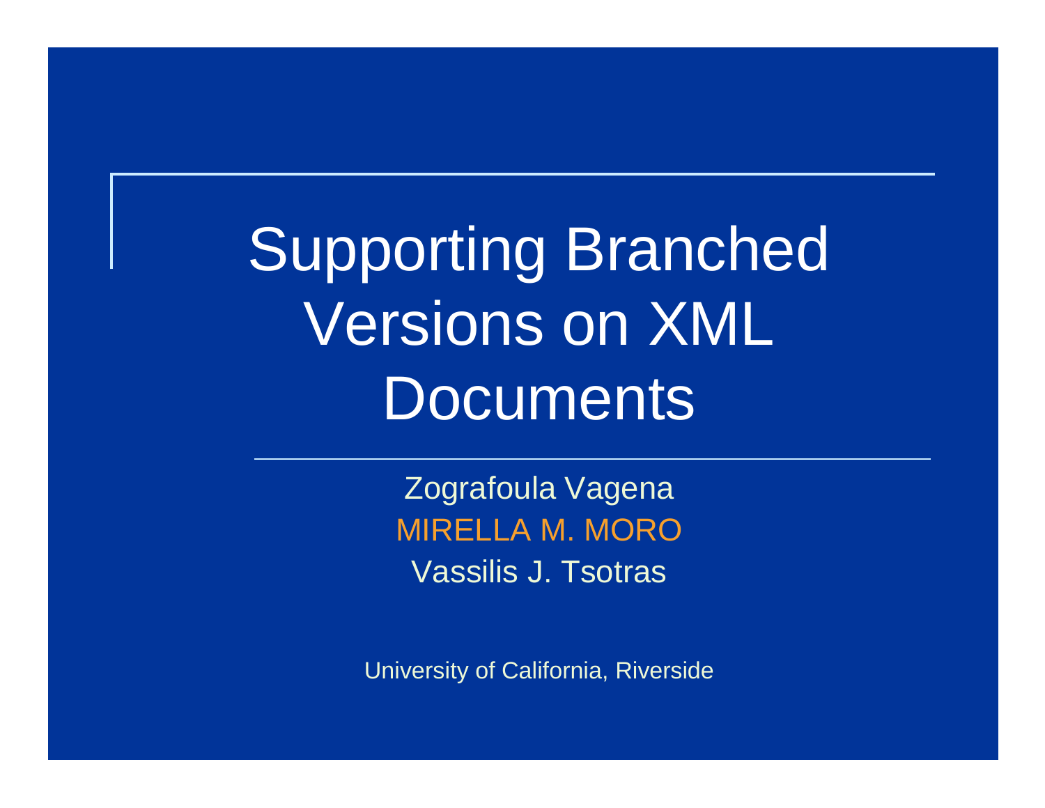# Supporting Branched Versions on XML Documents

Zografoula Vagena

MIRELLA M. MORO

Vassilis J. Tsotras

University of California, Riverside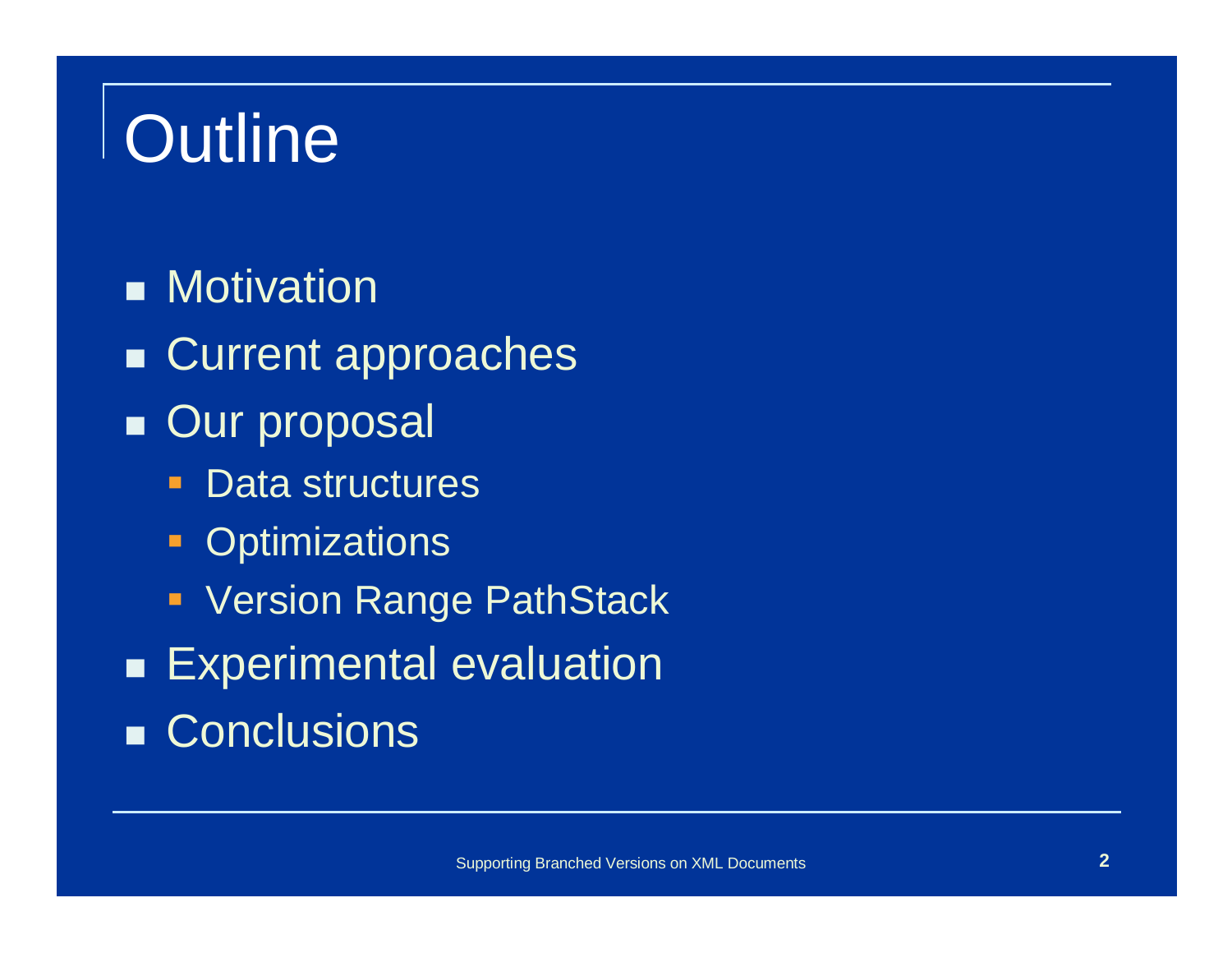# Outline

- Motivation
- Current approaches
- Our proposal
  - Data structures
  - Optimizations
  - Version Range PathStack
- Experimental evaluation
- Conclusions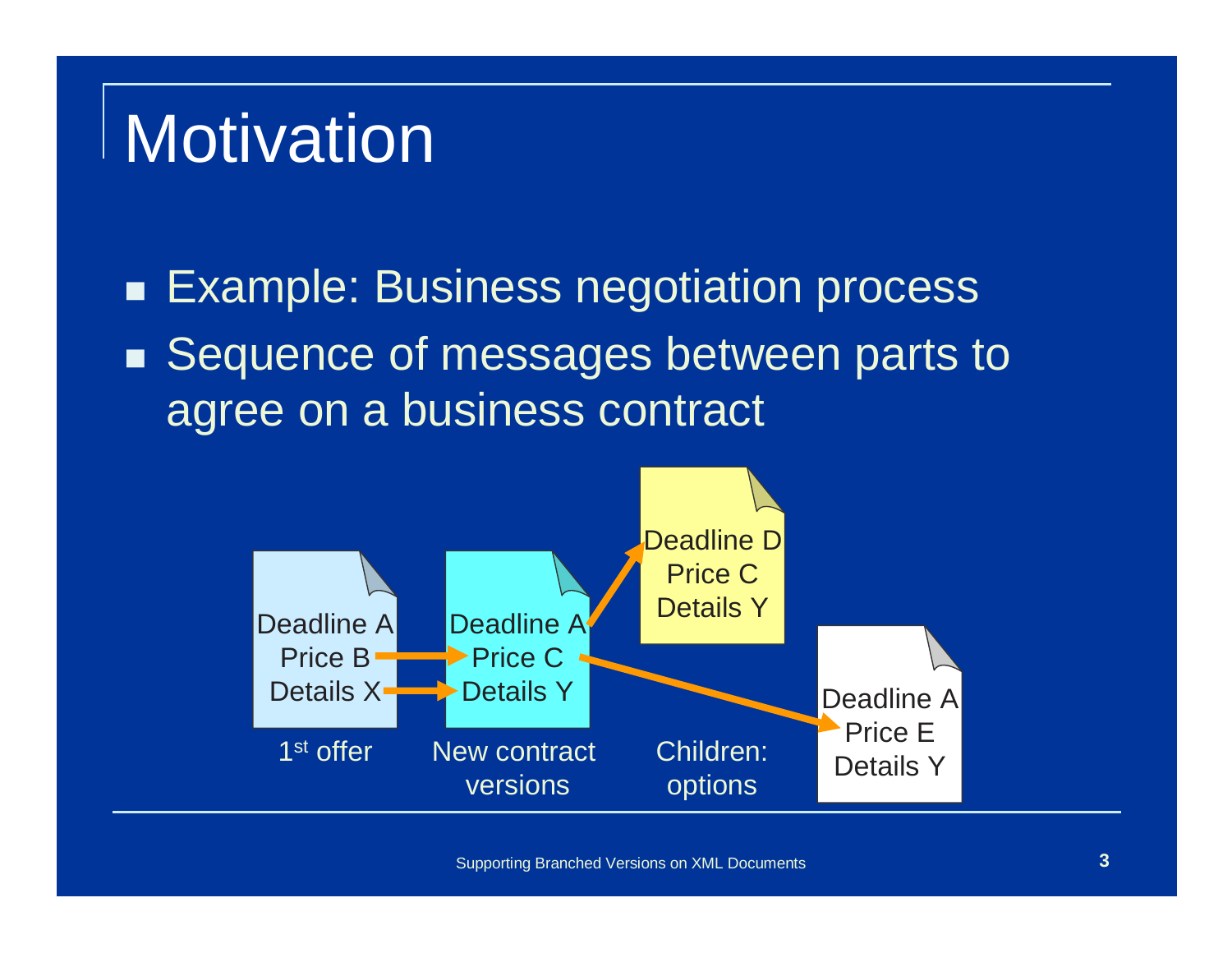# Motivation

- Example: Business negotiation process
- Sequence of messages between parts to agree on a business contract

Deadline A
Price B
Details X

1st offer

Deadline A
Price C
Details Y

New contract versions

Deadline D
Price C
Details Y

Children: options

Deadline A
Price E
Details Y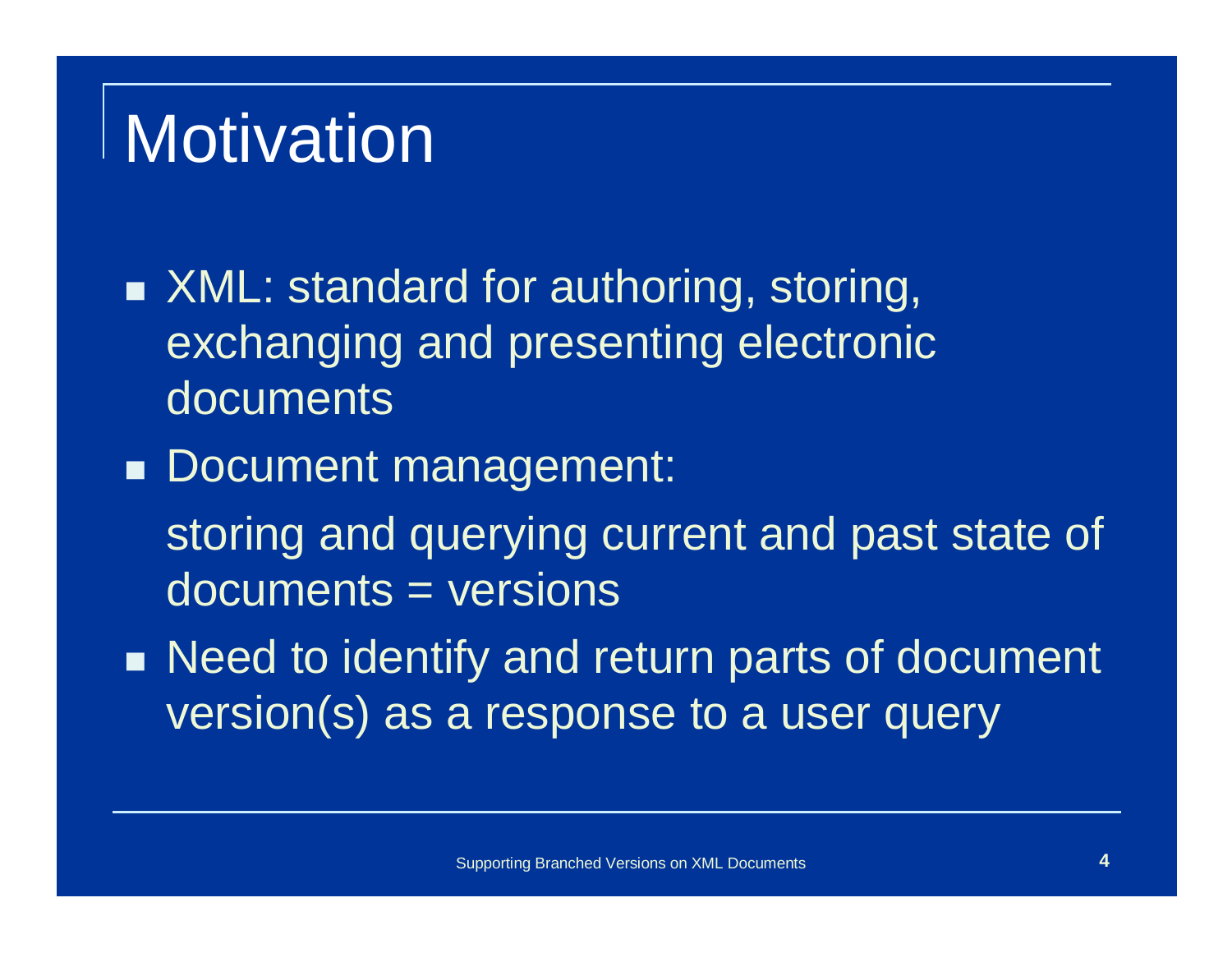# Motivation

- XML: standard for authoring, storing, exchanging and presenting electronic documents
- Document management:

  storing and querying current and past state of documents = versions
- Need to identify and return parts of document version(s) as a response to a user query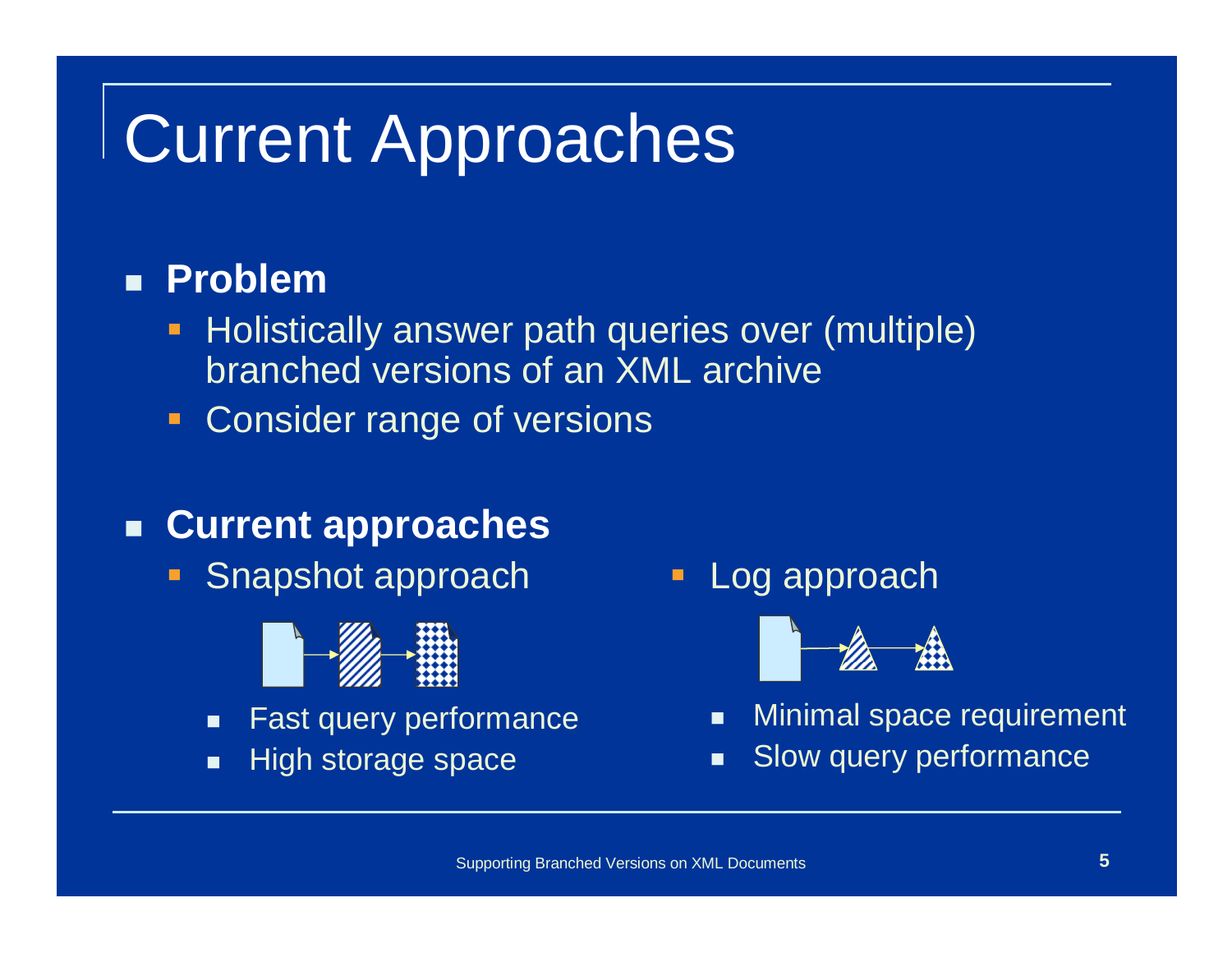# Current Approaches

- **Problem**
  - Holistically answer path queries over (multiple) branched versions of an XML archive
  - Consider range of versions

- **Current approaches**
  - Snapshot approach
    - Fast query performance
    - High storage space
  - Log approach
    - Minimal space requirement
    - Slow query performance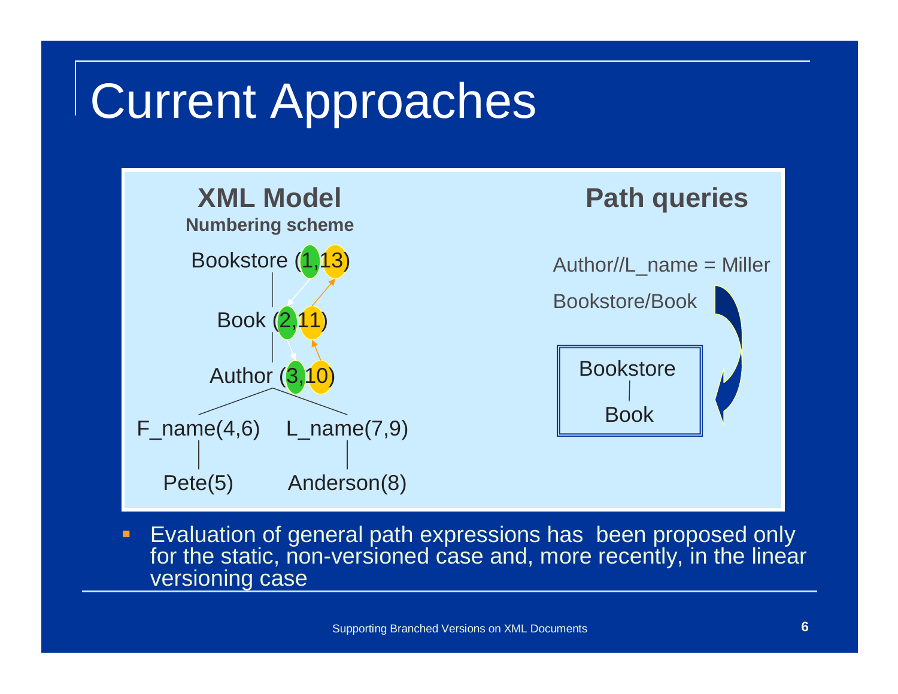# Current Approaches

**XML Model**

**Numbering scheme**

Bookstore (1,13)

Book (2,11)

Author (3,10)

F_name(4,6)    L_name(7,9)

Pete(5)    Anderson(8)

**Path queries**

Author//L_name = Miller

Bookstore/Book

Bookstore

Book

- Evaluation of general path expressions has been proposed only for the static, non-versioned case and, more recently, in the linear versioning case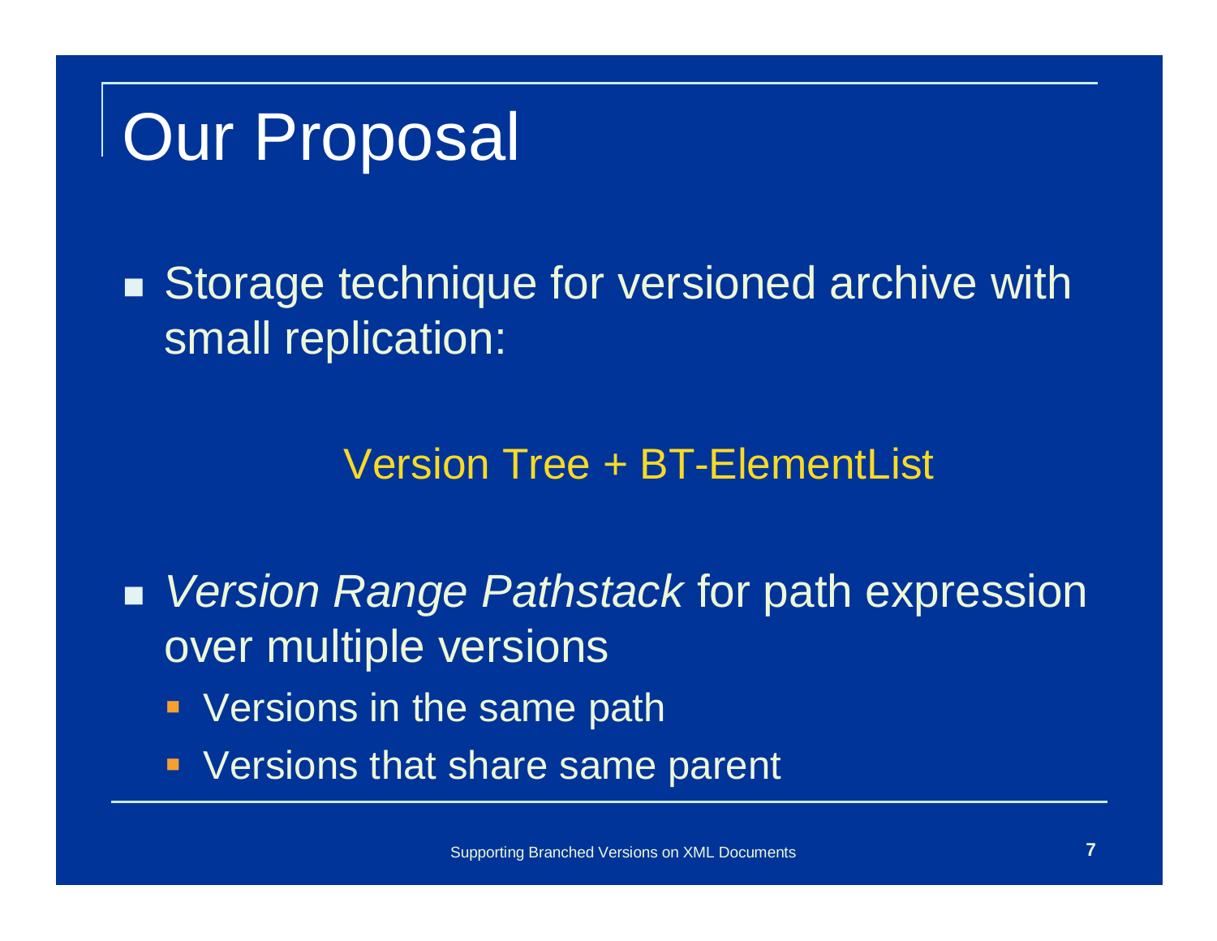# Our Proposal

- Storage technique for versioned archive with small replication:

  Version Tree + BT-ElementList

- *Version Range Pathstack* for path expression over multiple versions
  - Versions in the same path
  - Versions that share same parent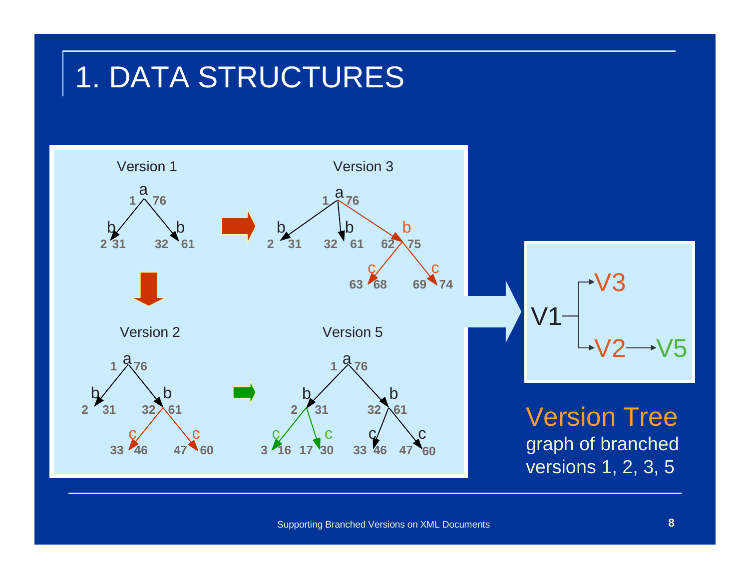# 1. DATA STRUCTURES

Version 1

a
1 76
b b
2 31 32 61

Version 3

a
1 76
b b b
2 31 32 61 62 75
c c
63 68 69 74

Version 2

a
1 76
b b
2 31 32 61
c c
33 46 47 60

Version 5

a
1 76
b b
2 31 32 61
c c c c
3 16 17 30 33 46 47 60

V1 → V3
V1 → V2 → V5

Version Tree

graph of branched versions 1, 2, 3, 5

Supporting Branched Versions on XML Documents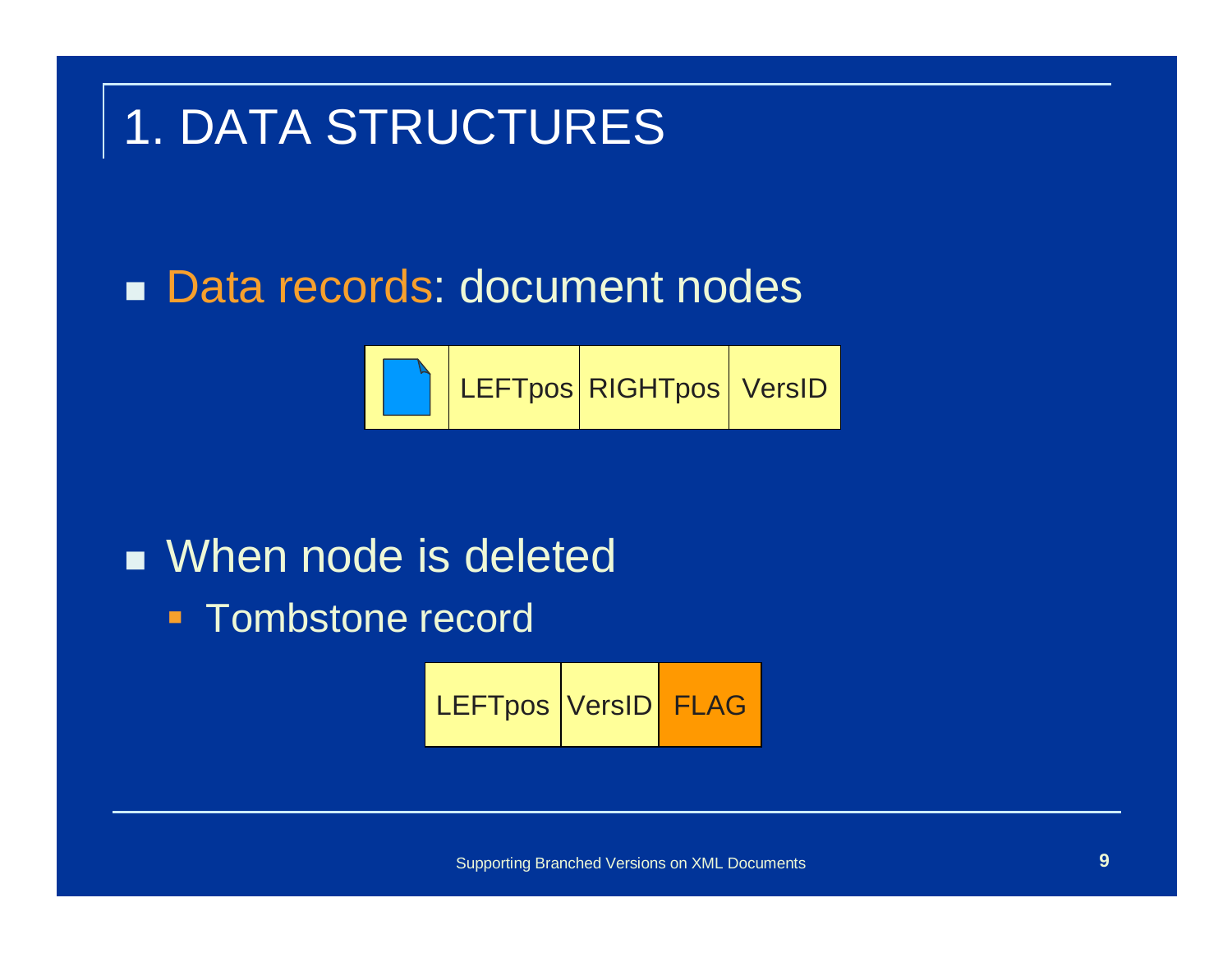# 1. DATA STRUCTURES

- Data records: document nodes

| | | | |
|---|---|---|---|
| | LEFTpos | RIGHTpos | VersID |

- When node is deleted
  - Tombstone record

| | | |
|---|---|---|
| LEFTpos | VersID | FLAG |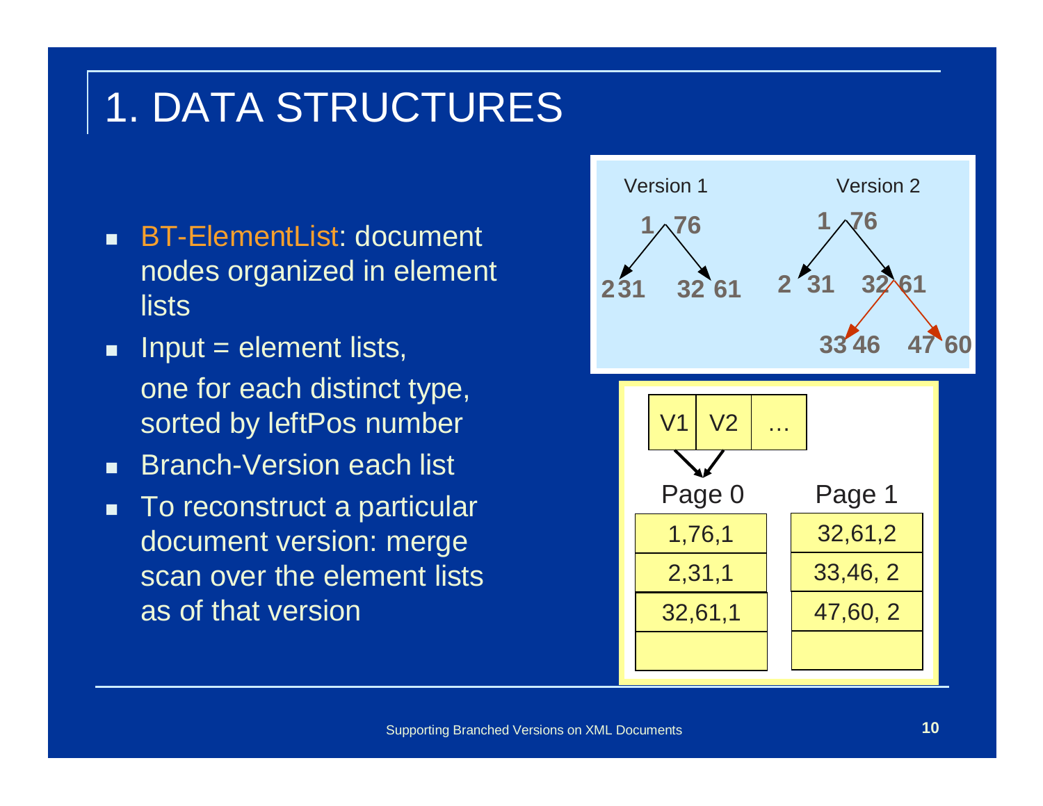# 1. DATA STRUCTURES

- BT-ElementList: document nodes organized in element lists
- Input = element lists, one for each distinct type, sorted by leftPos number
- Branch-Version each list
- To reconstruct a particular document version: merge scan over the element lists as of that version

Version 1

1 76

2 31 32 61

Version 2

1 76

2 31 32 61

33 46 47 60

V1 V2 …

Page 0

1,76,1
2,31,1
32,61,1

Page 1

32,61,2
33,46, 2
47,60, 2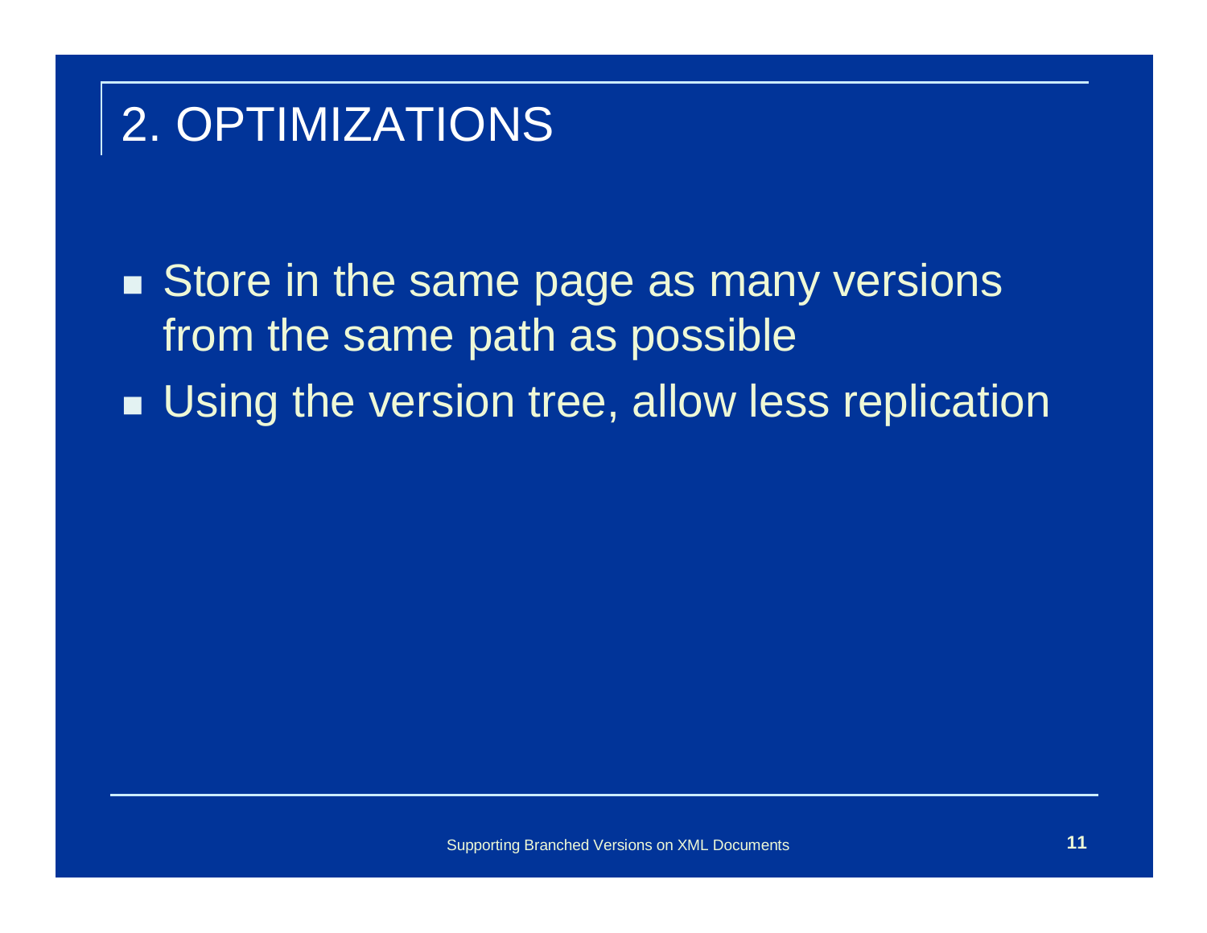# 2. OPTIMIZATIONS

- Store in the same page as many versions from the same path as possible
- Using the version tree, allow less replication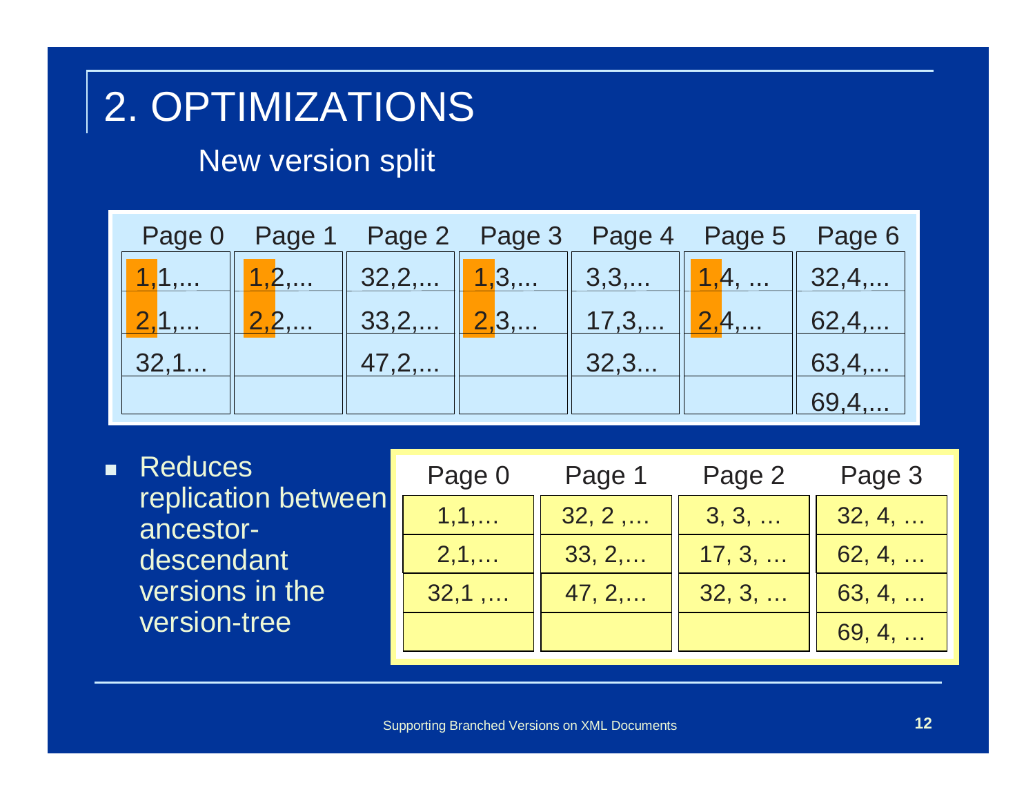# 2. OPTIMIZATIONS

## New version split

| Page 0 | Page 1 | Page 2 | Page 3 | Page 4 | Page 5 | Page 6 |
|---|---|---|---|---|---|---|
| 1,1,... | 1,2,... | 32,2,... | 1,3,... | 3,3,... | 1,4, ... | 32,4,... |
| 2,1,... | 2,2,... | 33,2,... | 2,3,... | 17,3,... | 2,4,... | 62,4,... |
| 32,1... | | 47,2,... | | 32,3... | | 63,4,... |
| | | | | | | 69,4,... |

- Reduces replication between ancestor-descendant versions in the version-tree

| Page 0 | Page 1 | Page 2 | Page 3 |
|---|---|---|---|
| 1,1,… | 32, 2 ,… | 3, 3, … | 32, 4, … |
| 2,1,… | 33, 2,… | 17, 3, … | 62, 4, … |
| 32,1 ,… | 47, 2,… | 32, 3, … | 63, 4, … |
| | | | 69, 4, … |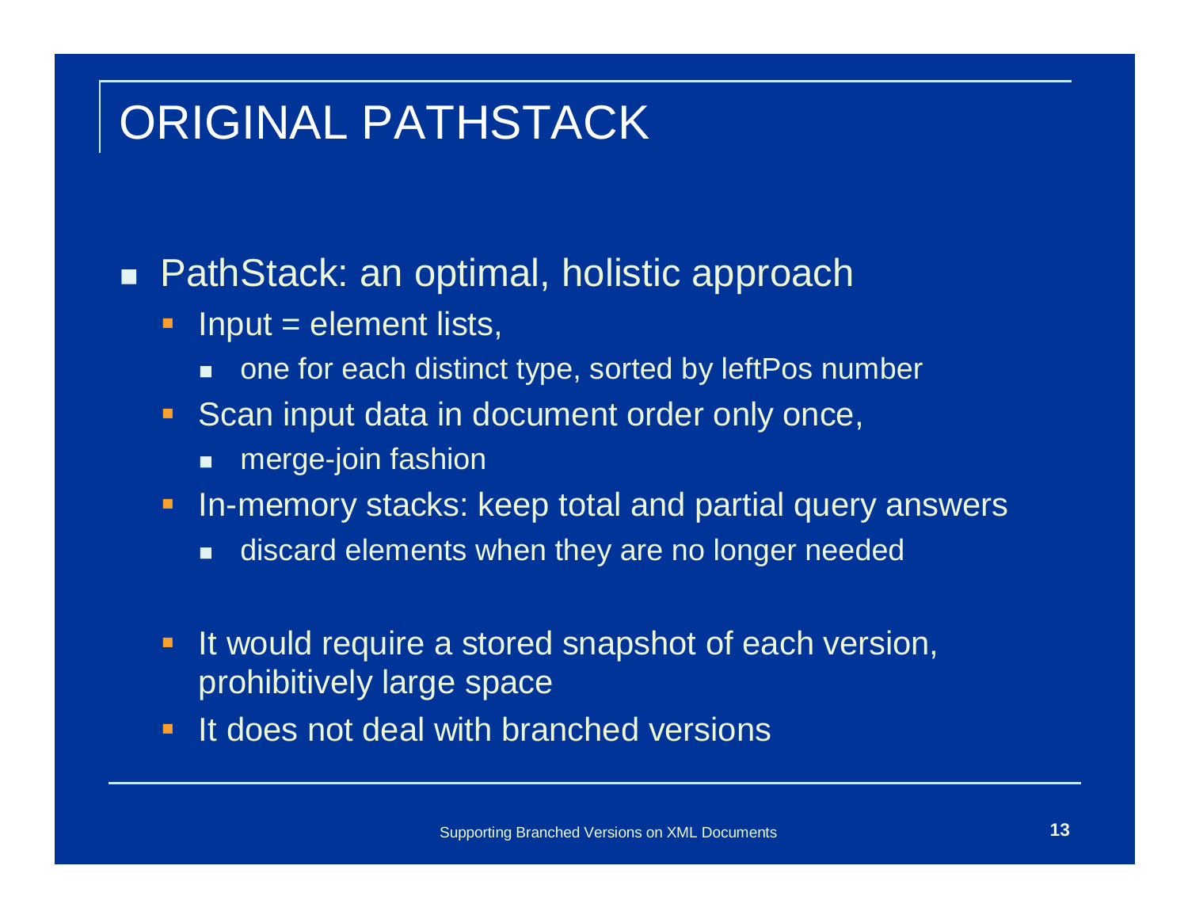# ORIGINAL PATHSTACK

- PathStack: an optimal, holistic approach
  - Input = element lists,
    - one for each distinct type, sorted by leftPos number
  - Scan input data in document order only once,
    - merge-join fashion
  - In-memory stacks: keep total and partial query answers
    - discard elements when they are no longer needed

  - It would require a stored snapshot of each version, prohibitively large space
  - It does not deal with branched versions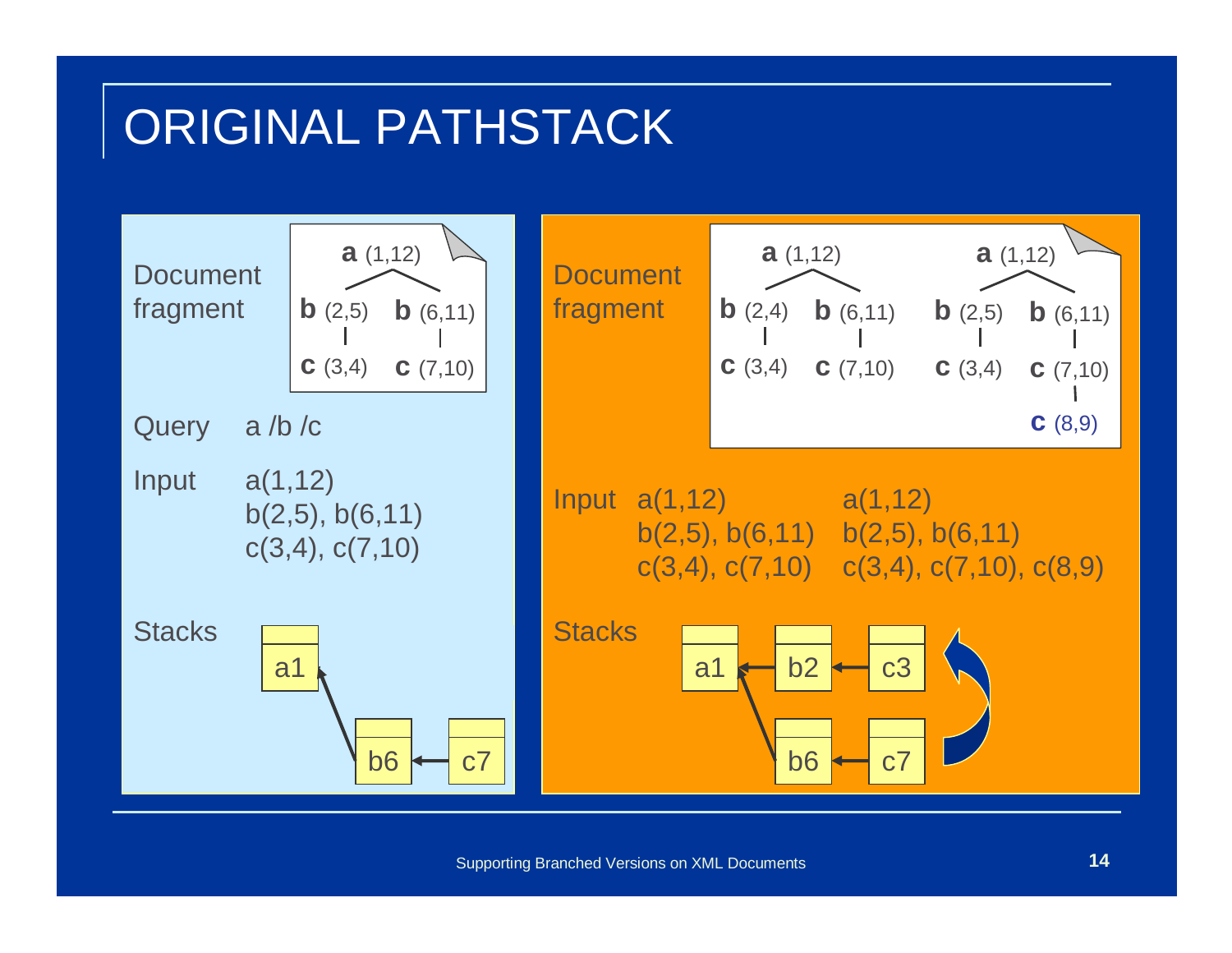# ORIGINAL PATHSTACK

**Document fragment**

**a** (1,12)
- **b** (2,5)
  - **c** (3,4)
- **b** (6,11)
  - **c** (7,10)

**Query** a /b /c

**Input**
a(1,12)
b(2,5), b(6,11)
c(3,4), c(7,10)

**Stacks**

a1 ← b6 ← c7

---

**Document fragment**

**a** (1,12)
- **b** (2,4)
  - **c** (3,4)
- **b** (6,11)
  - **c** (7,10)

**a** (1,12)
- **b** (2,5)
  - **c** (3,4)
- **b** (6,11)
  - **c** (7,10)
    - **c** (8,9)

**Input**

| | |
|---|---|
| a(1,12) | a(1,12) |
| b(2,5), b(6,11) | b(2,5), b(6,11) |
| c(3,4), c(7,10) | c(3,4), c(7,10), c(8,9) |

**Stacks**

a1 ← b2 ← c3

a1 ← b6 ← c7

Supporting Branched Versions on XML Documents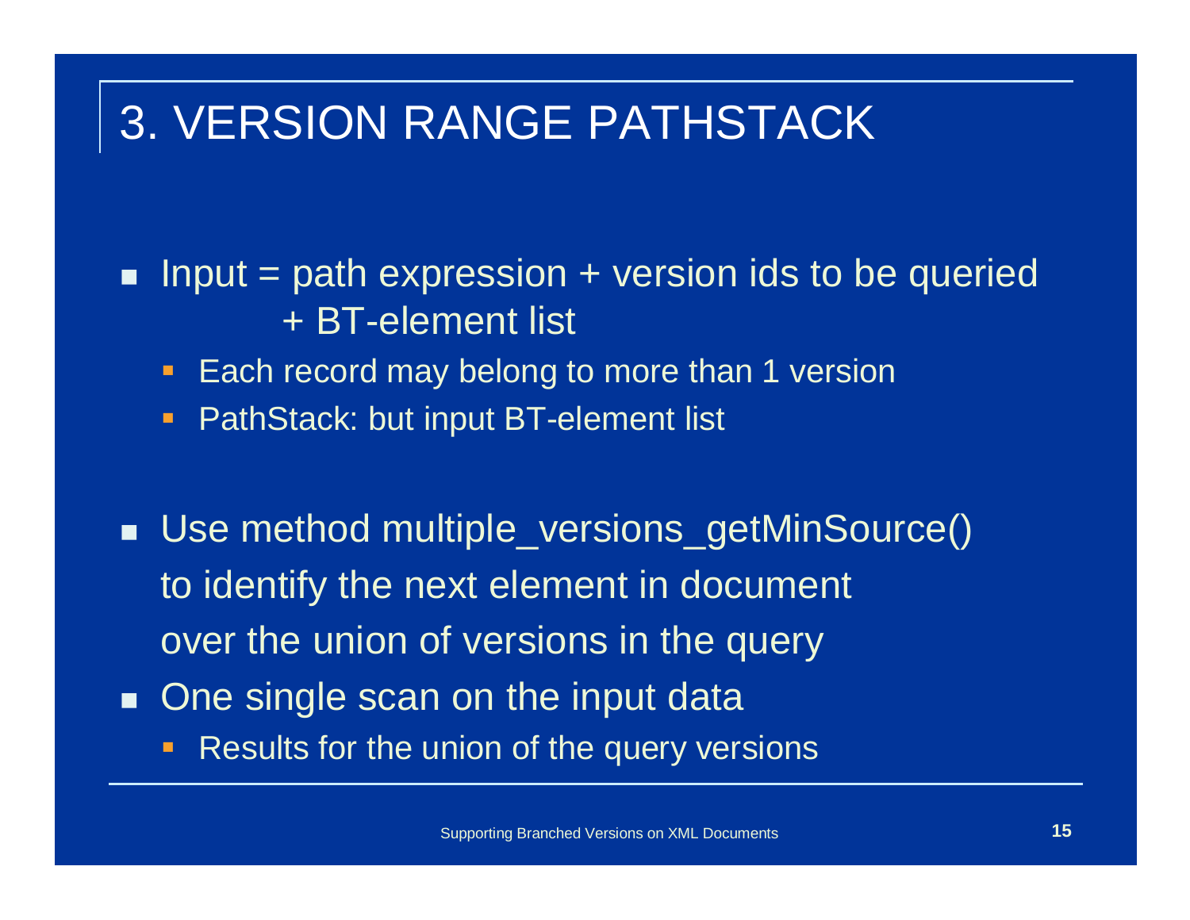# 3. VERSION RANGE PATHSTACK

- Input = path expression + version ids to be queried + BT-element list
  - Each record may belong to more than 1 version
  - PathStack: but input BT-element list
- Use method multiple_versions_getMinSource() to identify the next element in document over the union of versions in the query
- One single scan on the input data
  - Results for the union of the query versions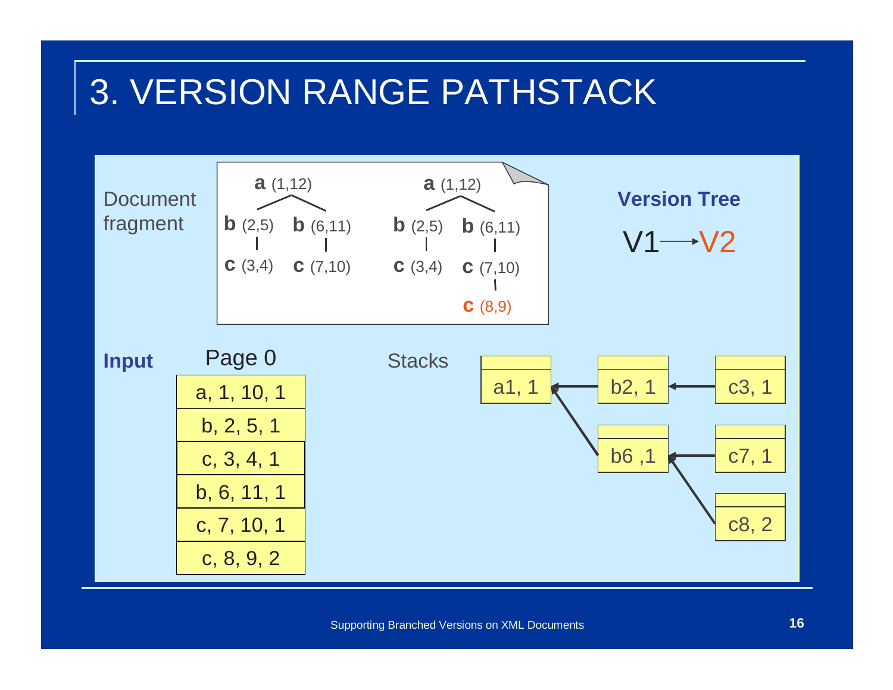# 3. VERSION RANGE PATHSTACK

Document fragment

```
        a (1,12)                    a (1,12)
   b (2,5)   b (6,11)          b (2,5)   b (6,11)
   c (3,4)   c (7,10)          c (3,4)   c (7,10)
                                          c (8,9)
```

**Version Tree**

V1 → V2

**Input**

| Page 0 |
|---|
| a, 1, 10, 1 |
| b, 2, 5, 1 |
| c, 3, 4, 1 |
| b, 6, 11, 1 |
| c, 7, 10, 1 |
| c, 8, 9, 2 |

Stacks

- a1, 1 ← b2, 1 ← c3, 1
- a1, 1 ← b6 ,1 ← c7, 1
- b6 ,1 ← c8, 2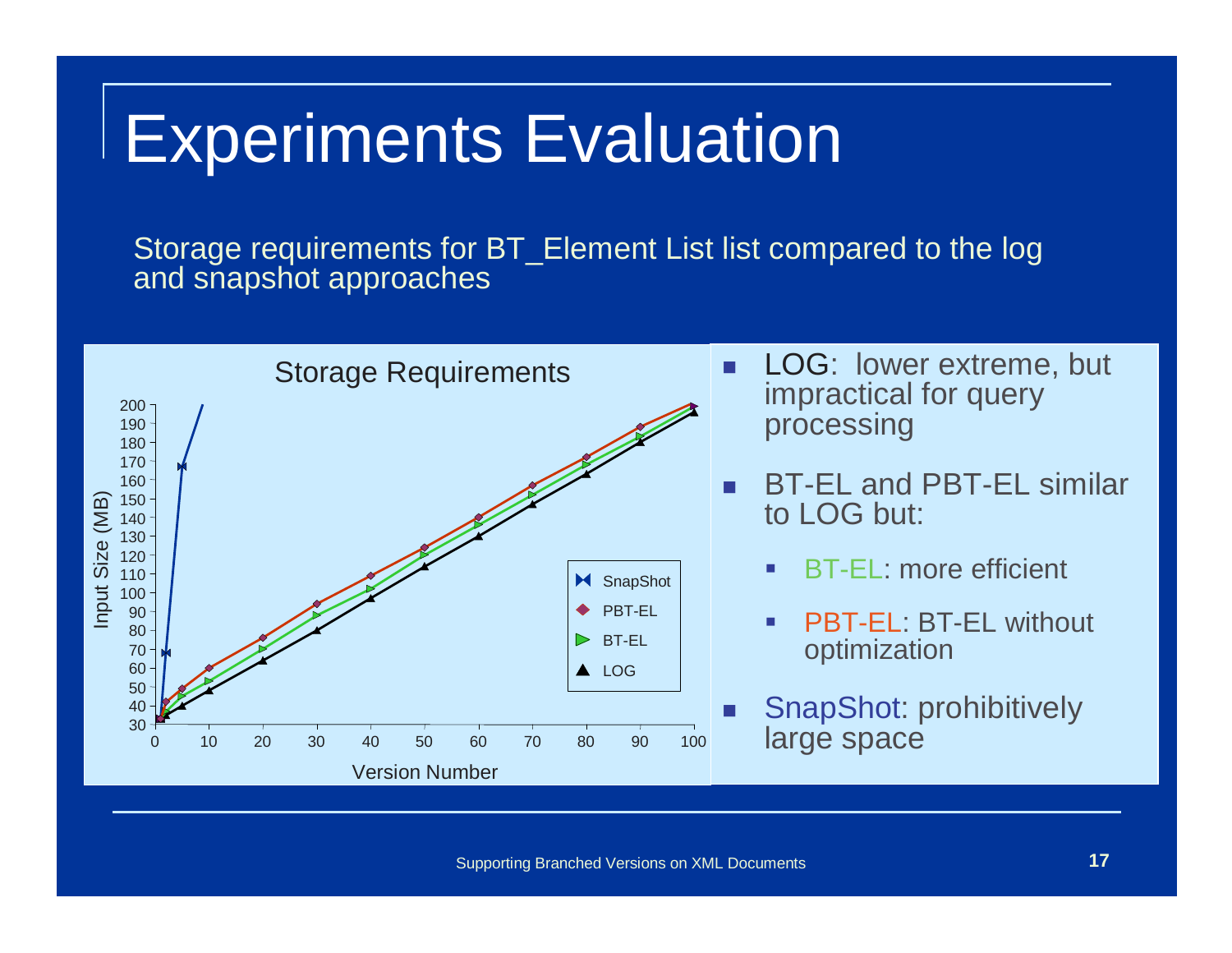# Experiments Evaluation

Storage requirements for BT_Element List list compared to the log and snapshot approaches

Storage Requirements

Input Size (MB)

200
190
180
170
160
150
140
130
120
110
100
90
80
70
60
50
40
30

0 10 20 30 40 50 60 70 80 90 100

Version Number

SnapShot
PBT-EL
BT-EL
LOG

- LOG: lower extreme, but impractical for query processing
- BT-EL and PBT-EL similar to LOG but:
  - BT-EL: more efficient
  - PBT-EL: BT-EL without optimization
- SnapShot: prohibitively large space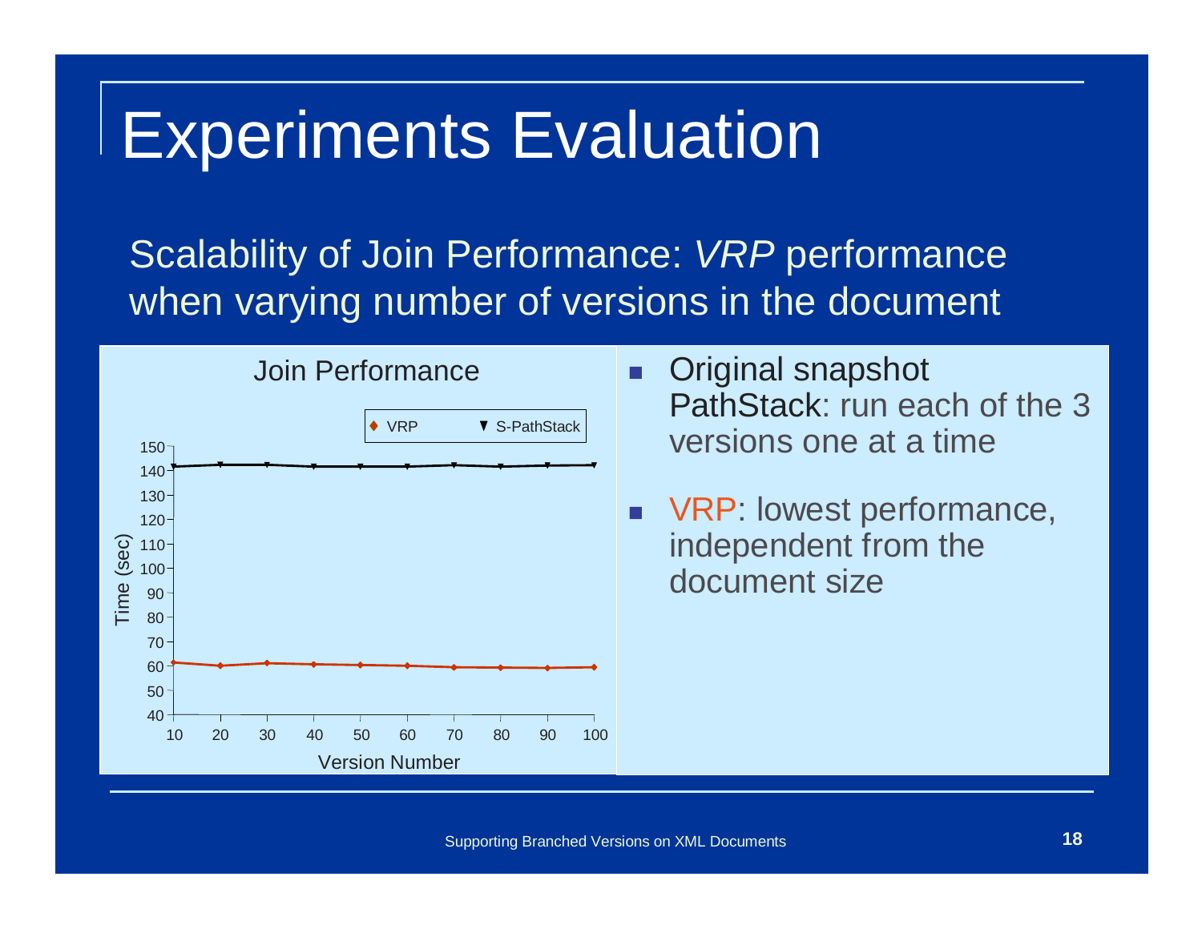# Experiments Evaluation

Scalability of Join Performance: *VRP* performance when varying number of versions in the document

Join Performance

VRP
S-PathStack

Time (sec)

150
140
130
120
110
100
90
80
70
60
50
40

10 20 30 40 50 60 70 80 90 100

Version Number

- Original snapshot PathStack: run each of the 3 versions one at a time
- VRP: lowest performance, independent from the document size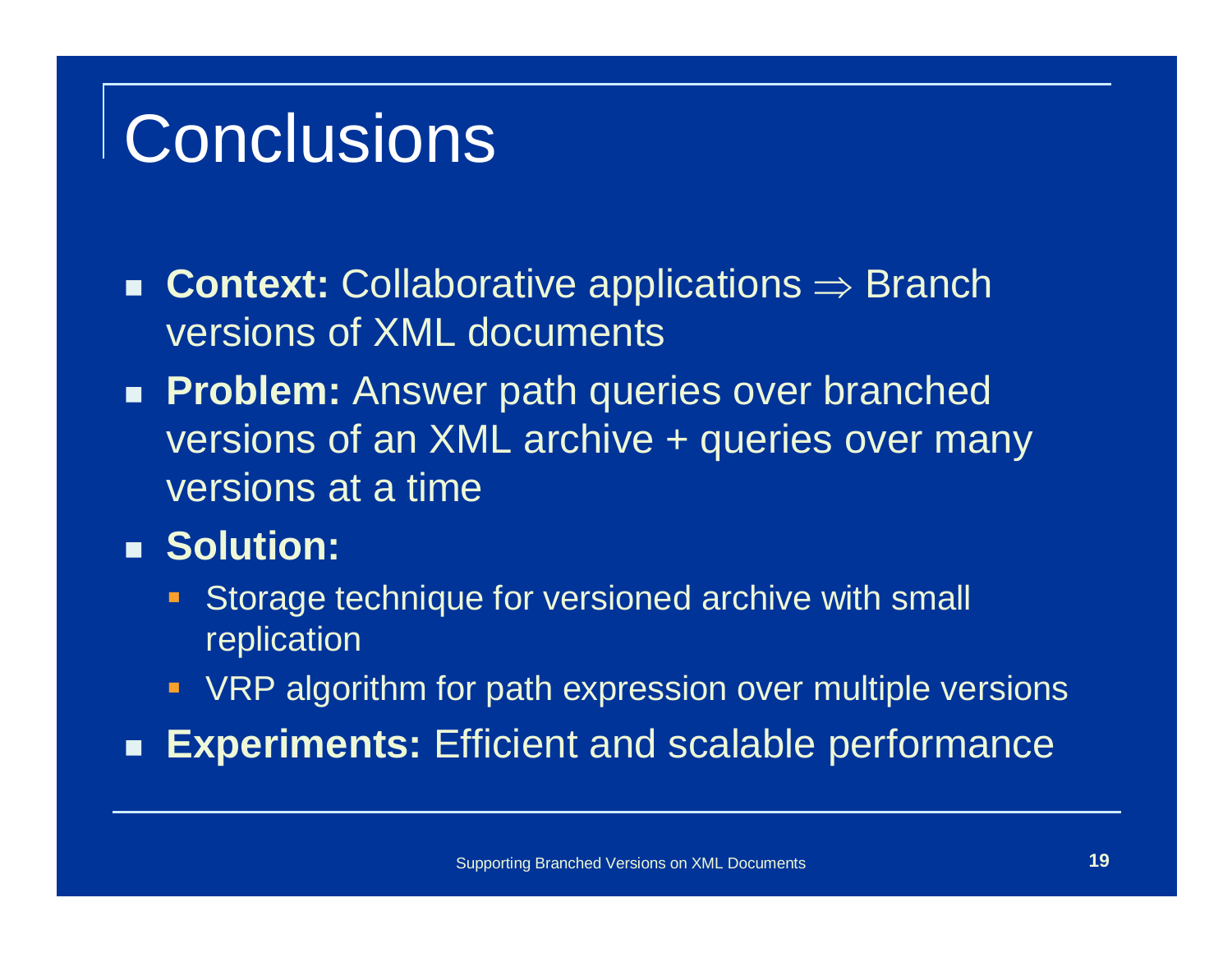# Conclusions

- **Context:** Collaborative applications $\Rightarrow$ Branch versions of XML documents
- **Problem:** Answer path queries over branched versions of an XML archive + queries over many versions at a time
- **Solution:**
  - Storage technique for versioned archive with small replication
  - VRP algorithm for path expression over multiple versions
- **Experiments:** Efficient and scalable performance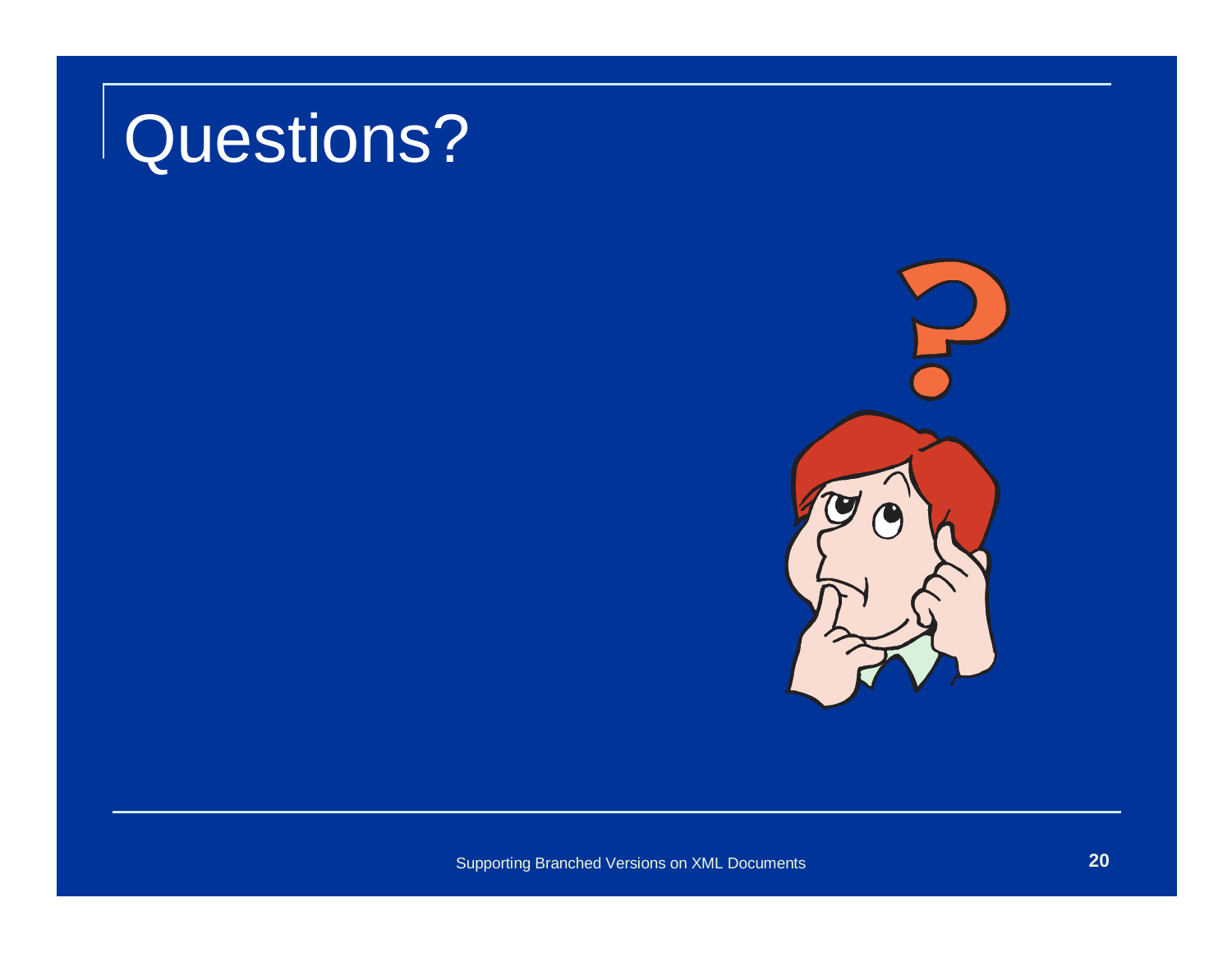# Questions?